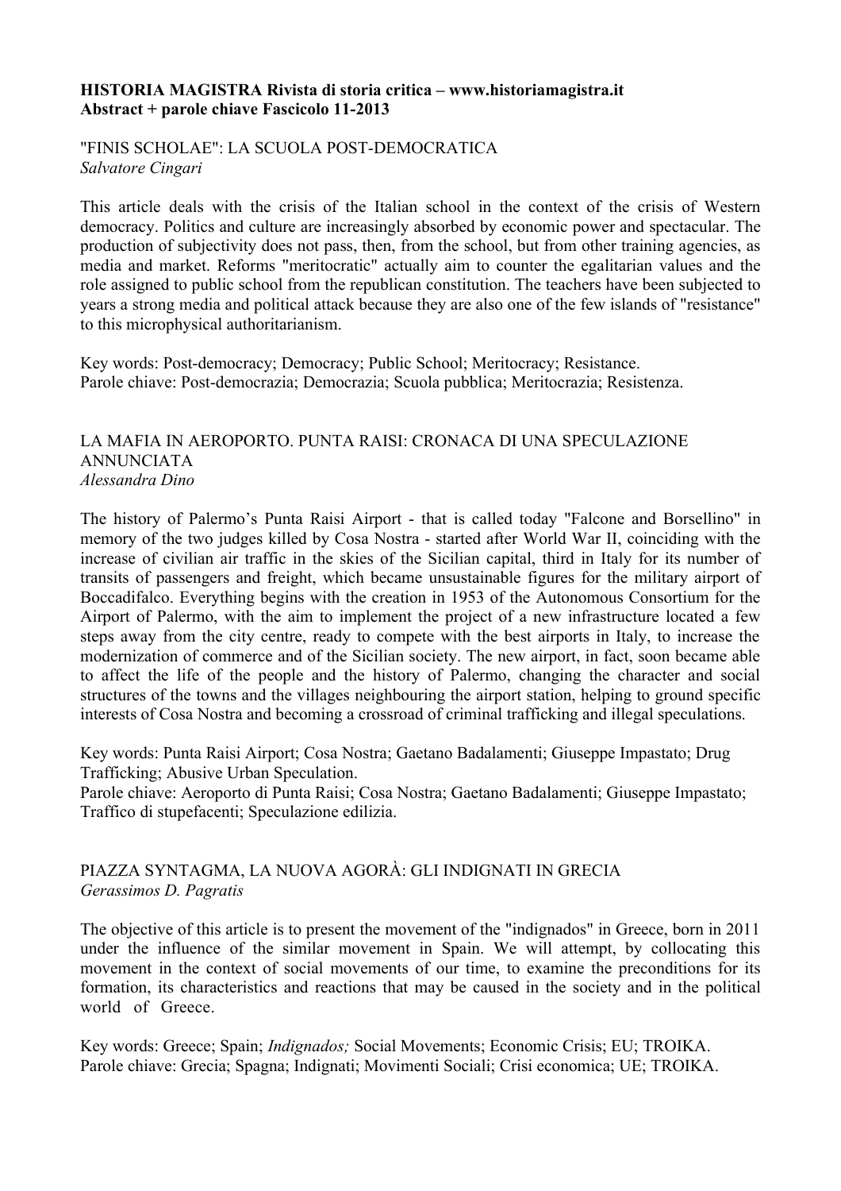**HISTORIA MAGISTRA Rivista di storia critica – www.historiamagistra.it**
**Abstract + parole chiave Fascicolo 11-2013**

## "FINIS SCHOLAE": LA SCUOLA POST-DEMOCRATICA

*Salvatore Cingari*

This article deals with the crisis of the Italian school in the context of the crisis of Western democracy. Politics and culture are increasingly absorbed by economic power and spectacular. The production of subjectivity does not pass, then, from the school, but from other training agencies, as media and market. Reforms "meritocratic" actually aim to counter the egalitarian values and the role assigned to public school from the republican constitution. The teachers have been subjected to years a strong media and political attack because they are also one of the few islands of "resistance" to this microphysical authoritarianism.

Key words: Post-democracy; Democracy; Public School; Meritocracy; Resistance.
Parole chiave: Post-democrazia; Democrazia; Scuola pubblica; Meritocrazia; Resistenza.

## LA MAFIA IN AEROPORTO. PUNTA RAISI: CRONACA DI UNA SPECULAZIONE ANNUNCIATA

*Alessandra Dino*

The history of Palermo's Punta Raisi Airport - that is called today "Falcone and Borsellino" in memory of the two judges killed by Cosa Nostra - started after World War II, coinciding with the increase of civilian air traffic in the skies of the Sicilian capital, third in Italy for its number of transits of passengers and freight, which became unsustainable figures for the military airport of Boccadifalco. Everything begins with the creation in 1953 of the Autonomous Consortium for the Airport of Palermo, with the aim to implement the project of a new infrastructure located a few steps away from the city centre, ready to compete with the best airports in Italy, to increase the modernization of commerce and of the Sicilian society. The new airport, in fact, soon became able to affect the life of the people and the history of Palermo, changing the character and social structures of the towns and the villages neighbouring the airport station, helping to ground specific interests of Cosa Nostra and becoming a crossroad of criminal trafficking and illegal speculations.

Key words: Punta Raisi Airport; Cosa Nostra; Gaetano Badalamenti; Giuseppe Impastato; Drug Trafficking; Abusive Urban Speculation.
Parole chiave: Aeroporto di Punta Raisi; Cosa Nostra; Gaetano Badalamenti; Giuseppe Impastato; Traffico di stupefacenti; Speculazione edilizia.

## PIAZZA SYNTAGMA, LA NUOVA AGORÀ: GLI INDIGNATI IN GRECIA

*Gerassimos D. Pagratis*

The objective of this article is to present the movement of the "indignados" in Greece, born in 2011 under the influence of the similar movement in Spain. We will attempt, by collocating this movement in the context of social movements of our time, to examine the preconditions for its formation, its characteristics and reactions that may be caused in the society and in the political world of Greece.

Key words: Greece; Spain; *Indignados;* Social Movements; Economic Crisis; EU; TROIKA.
Parole chiave: Grecia; Spagna; Indignati; Movimenti Sociali; Crisi economica; UE; TROIKA.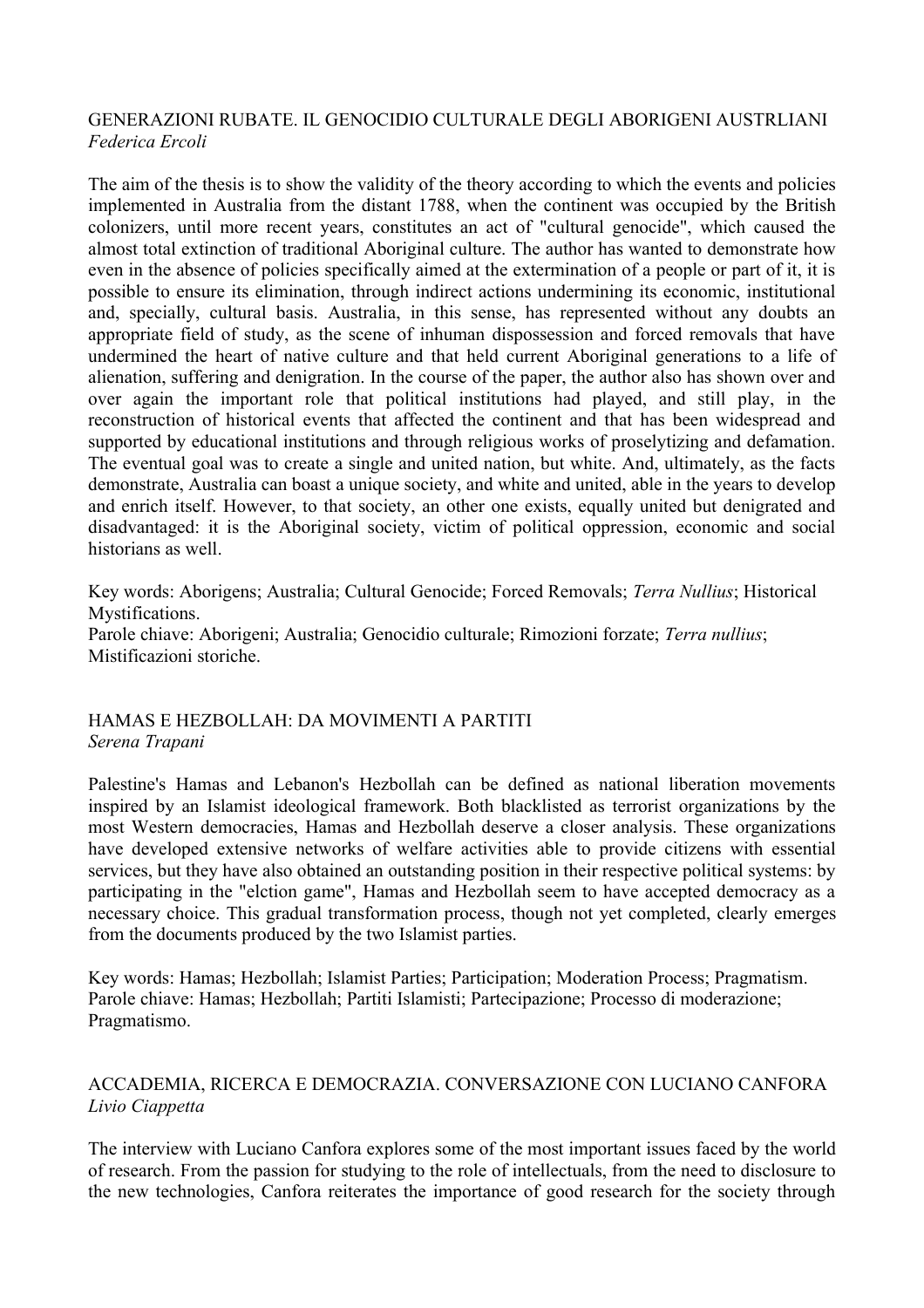GENERAZIONI RUBATE. IL GENOCIDIO CULTURALE DEGLI ABORIGENI AUSTRLIANI
*Federica Ercoli*

The aim of the thesis is to show the validity of the theory according to which the events and policies implemented in Australia from the distant 1788, when the continent was occupied by the British colonizers, until more recent years, constitutes an act of "cultural genocide", which caused the almost total extinction of traditional Aboriginal culture. The author has wanted to demonstrate how even in the absence of policies specifically aimed at the extermination of a people or part of it, it is possible to ensure its elimination, through indirect actions undermining its economic, institutional and, specially, cultural basis. Australia, in this sense, has represented without any doubts an appropriate field of study, as the scene of inhuman dispossession and forced removals that have undermined the heart of native culture and that held current Aboriginal generations to a life of alienation, suffering and denigration. In the course of the paper, the author also has shown over and over again the important role that political institutions had played, and still play, in the reconstruction of historical events that affected the continent and that has been widespread and supported by educational institutions and through religious works of proselytizing and defamation. The eventual goal was to create a single and united nation, but white. And, ultimately, as the facts demonstrate, Australia can boast a unique society, and white and united, able in the years to develop and enrich itself. However, to that society, an other one exists, equally united but denigrated and disadvantaged: it is the Aboriginal society, victim of political oppression, economic and social historians as well.

Key words: Aborigens; Australia; Cultural Genocide; Forced Removals; *Terra Nullius*; Historical Mystifications.
Parole chiave: Aborigeni; Australia; Genocidio culturale; Rimozioni forzate; *Terra nullius*; Mistificazioni storiche.

HAMAS E HEZBOLLAH: DA MOVIMENTI A PARTITI
*Serena Trapani*

Palestine's Hamas and Lebanon's Hezbollah can be defined as national liberation movements inspired by an Islamist ideological framework. Both blacklisted as terrorist organizations by the most Western democracies, Hamas and Hezbollah deserve a closer analysis. These organizations have developed extensive networks of welfare activities able to provide citizens with essential services, but they have also obtained an outstanding position in their respective political systems: by participating in the "elction game", Hamas and Hezbollah seem to have accepted democracy as a necessary choice. This gradual transformation process, though not yet completed, clearly emerges from the documents produced by the two Islamist parties.

Key words: Hamas; Hezbollah; Islamist Parties; Participation; Moderation Process; Pragmatism.
Parole chiave: Hamas; Hezbollah; Partiti Islamisti; Partecipazione; Processo di moderazione; Pragmatismo.

ACCADEMIA, RICERCA E DEMOCRAZIA. CONVERSAZIONE CON LUCIANO CANFORA
*Livio Ciappetta*

The interview with Luciano Canfora explores some of the most important issues faced by the world of research. From the passion for studying to the role of intellectuals, from the need to disclosure to the new technologies, Canfora reiterates the importance of good research for the society through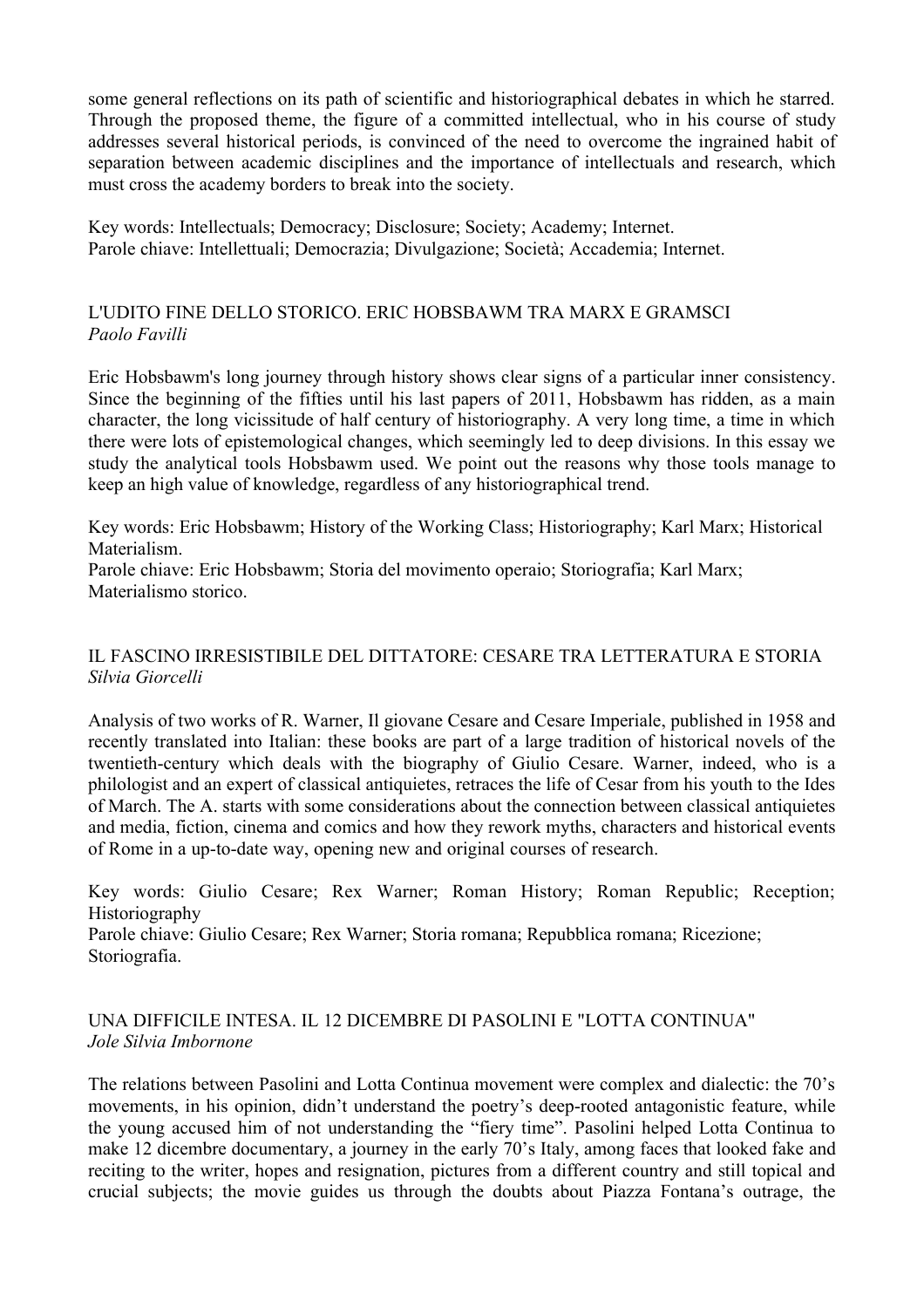some general reflections on its path of scientific and historiographical debates in which he starred. Through the proposed theme, the figure of a committed intellectual, who in his course of study addresses several historical periods, is convinced of the need to overcome the ingrained habit of separation between academic disciplines and the importance of intellectuals and research, which must cross the academy borders to break into the society.

Key words: Intellectuals; Democracy; Disclosure; Society; Academy; Internet.
Parole chiave: Intellettuali; Democrazia; Divulgazione; Società; Accademia; Internet.

## L'UDITO FINE DELLO STORICO. ERIC HOBSBAWM TRA MARX E GRAMSCI

*Paolo Favilli*

Eric Hobsbawm's long journey through history shows clear signs of a particular inner consistency. Since the beginning of the fifties until his last papers of 2011, Hobsbawm has ridden, as a main character, the long vicissitude of half century of historiography. A very long time, a time in which there were lots of epistemological changes, which seemingly led to deep divisions. In this essay we study the analytical tools Hobsbawm used. We point out the reasons why those tools manage to keep an high value of knowledge, regardless of any historiographical trend.

Key words: Eric Hobsbawm; History of the Working Class; Historiography; Karl Marx; Historical Materialism.
Parole chiave: Eric Hobsbawm; Storia del movimento operaio; Storiografia; Karl Marx; Materialismo storico.

## IL FASCINO IRRESISTIBILE DEL DITTATORE: CESARE TRA LETTERATURA E STORIA

*Silvia Giorcelli*

Analysis of two works of R. Warner, Il giovane Cesare and Cesare Imperiale, published in 1958 and recently translated into Italian: these books are part of a large tradition of historical novels of the twentieth-century which deals with the biography of Giulio Cesare. Warner, indeed, who is a philologist and an expert of classical antiquietes, retraces the life of Cesar from his youth to the Ides of March. The A. starts with some considerations about the connection between classical antiquietes and media, fiction, cinema and comics and how they rework myths, characters and historical events of Rome in a up-to-date way, opening new and original courses of research.

Key words: Giulio Cesare; Rex Warner; Roman History; Roman Republic; Reception; Historiography
Parole chiave: Giulio Cesare; Rex Warner; Storia romana; Repubblica romana; Ricezione; Storiografia.

## UNA DIFFICILE INTESA. IL 12 DICEMBRE DI PASOLINI E "LOTTA CONTINUA"

*Jole Silvia Imbornone*

The relations between Pasolini and Lotta Continua movement were complex and dialectic: the 70's movements, in his opinion, didn't understand the poetry's deep-rooted antagonistic feature, while the young accused him of not understanding the "fiery time". Pasolini helped Lotta Continua to make 12 dicembre documentary, a journey in the early 70's Italy, among faces that looked fake and reciting to the writer, hopes and resignation, pictures from a different country and still topical and crucial subjects; the movie guides us through the doubts about Piazza Fontana's outrage, the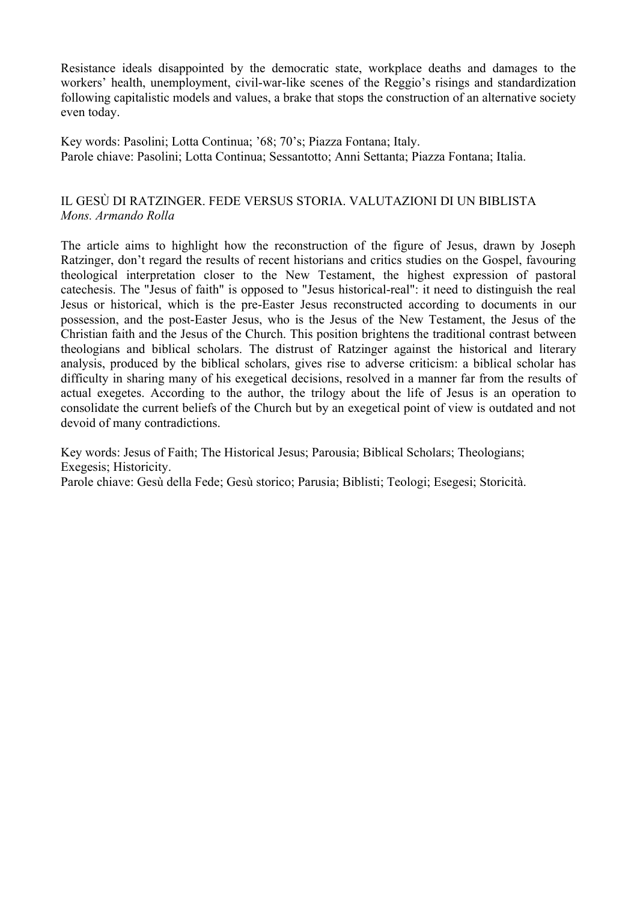Resistance ideals disappointed by the democratic state, workplace deaths and damages to the workers' health, unemployment, civil-war-like scenes of the Reggio's risings and standardization following capitalistic models and values, a brake that stops the construction of an alternative society even today.

Key words: Pasolini; Lotta Continua; '68; 70's; Piazza Fontana; Italy.
Parole chiave: Pasolini; Lotta Continua; Sessantotto; Anni Settanta; Piazza Fontana; Italia.

## IL GESÙ DI RATZINGER. FEDE VERSUS STORIA. VALUTAZIONI DI UN BIBLISTA

*Mons. Armando Rolla*

The article aims to highlight how the reconstruction of the figure of Jesus, drawn by Joseph Ratzinger, don't regard the results of recent historians and critics studies on the Gospel, favouring theological interpretation closer to the New Testament, the highest expression of pastoral catechesis. The "Jesus of faith" is opposed to "Jesus historical-real": it need to distinguish the real Jesus or historical, which is the pre-Easter Jesus reconstructed according to documents in our possession, and the post-Easter Jesus, who is the Jesus of the New Testament, the Jesus of the Christian faith and the Jesus of the Church. This position brightens the traditional contrast between theologians and biblical scholars. The distrust of Ratzinger against the historical and literary analysis, produced by the biblical scholars, gives rise to adverse criticism: a biblical scholar has difficulty in sharing many of his exegetical decisions, resolved in a manner far from the results of actual exegetes. According to the author, the trilogy about the life of Jesus is an operation to consolidate the current beliefs of the Church but by an exegetical point of view is outdated and not devoid of many contradictions.

Key words: Jesus of Faith; The Historical Jesus; Parousia; Biblical Scholars; Theologians; Exegesis; Historicity.
Parole chiave: Gesù della Fede; Gesù storico; Parusia; Biblisti; Teologi; Esegesi; Storicità.